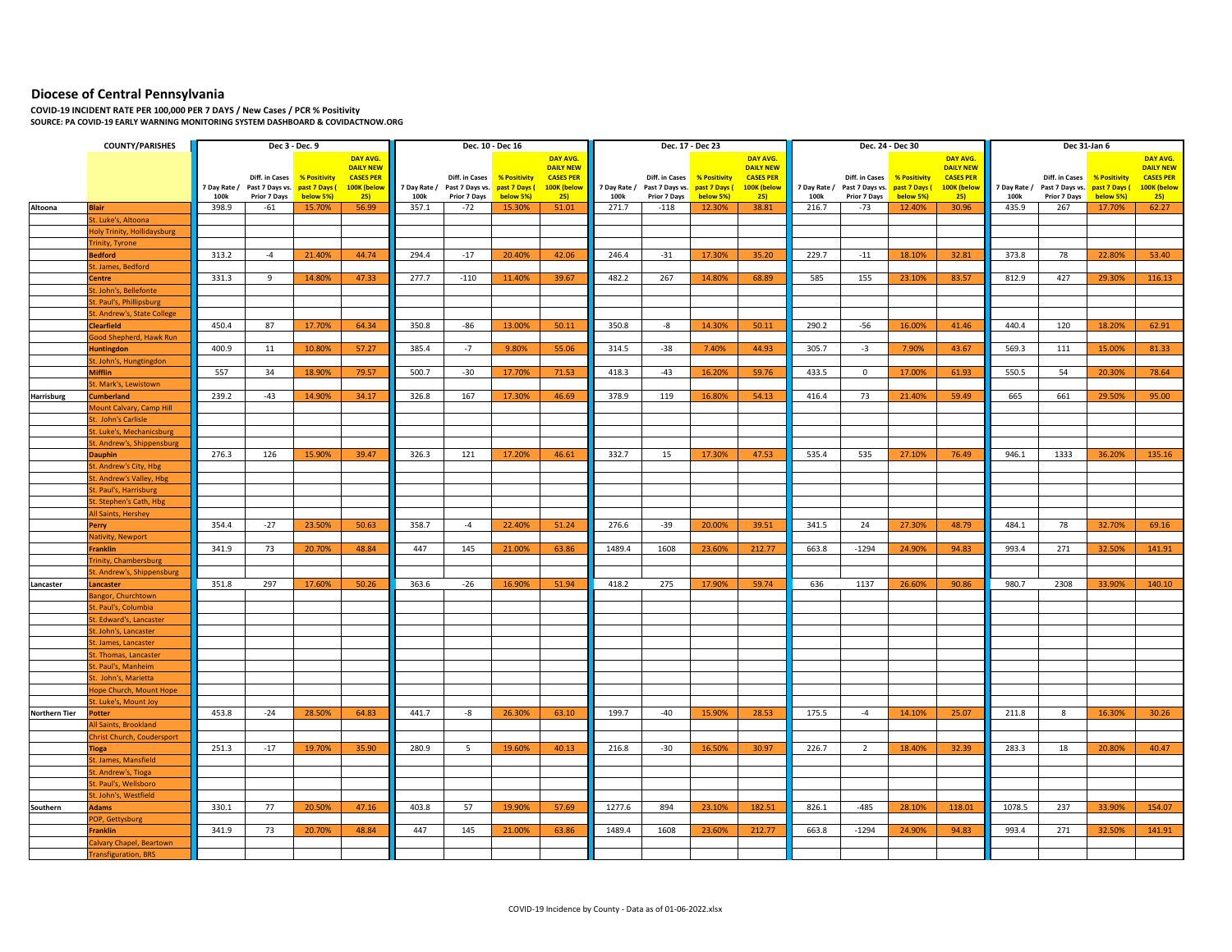# Diocese of Central Pennsylvania

**COVID-19 INCIDENT RATE PER 100,000 PER 7 DAYS / New Cases / PCR % Positivity**
**SOURCE: PA COVID-19 EARLY WARNING MONITORING SYSTEM DASHBOARD & COVIDACTNOW.ORG**

| | COUNTY/PARISHES | Dec 3 - Dec. 9 | | | | Dec. 10 - Dec 16 | | | | Dec. 17 - Dec 23 | | | | Dec. 24 - Dec 30 | | | | Dec 31-Jan 6 | | | |
|---|---|---|---|---|---|---|---|---|---|---|---|---|---|---|---|---|---|---|---|---|---|
| | | 7 Day Rate / 100k | Diff. in Cases Past 7 Days vs. Prior 7 Days | % Positivity past 7 Days ( below 5%) | DAY AVG. DAILY NEW CASES PER 100K (below 25) | 7 Day Rate / 100k | Diff. in Cases Past 7 Days vs. Prior 7 Days | % Positivity past 7 Days ( below 5%) | DAY AVG. DAILY NEW CASES PER 100K (below 25) | 7 Day Rate / 100k | Diff. in Cases Past 7 Days vs. Prior 7 Days | % Positivity past 7 Days ( below 5%) | DAY AVG. DAILY NEW CASES PER 100K (below 25) | 7 Day Rate / 100k | Diff. in Cases Past 7 Days vs. Prior 7 Days | % Positivity past 7 Days ( below 5%) | DAY AVG. DAILY NEW CASES PER 100K (below 25) | 7 Day Rate / 100k | Diff. in Cases Past 7 Days vs. Prior 7 Days | % Positivity past 7 Days ( below 5%) | DAY AVG. DAILY NEW CASES PER 100K (below 25) |
| Altoona | **Blair** | 398.9 | -61 | 15.70% | 56.99 | 357.1 | -72 | 15.30% | 51.01 | 271.7 | -118 | 12.30% | 38.81 | 216.7 | -73 | 12.40% | 30.96 | 435.9 | 267 | 17.70% | 62.27 |
| | St. Luke's, Altoona | | | | | | | | | | | | | | | | | | | | |
| | Holy Trinity, Hollidaysburg | | | | | | | | | | | | | | | | | | | | |
| | Trinity, Tyrone | | | | | | | | | | | | | | | | | | | | |
| | **Bedford** | 313.2 | -4 | 21.40% | 44.74 | 294.4 | -17 | 20.40% | 42.06 | 246.4 | -31 | 17.30% | 35.20 | 229.7 | -11 | 18.10% | 32.81 | 373.8 | 78 | 22.80% | 53.40 |
| | St. James, Bedford | | | | | | | | | | | | | | | | | | | | |
| | **Centre** | 331.3 | 9 | 14.80% | 47.33 | 277.7 | -110 | 11.40% | 39.67 | 482.2 | 267 | 14.80% | 68.89 | 585 | 155 | 23.10% | 83.57 | 812.9 | 427 | 29.30% | 116.13 |
| | St. John's, Bellefonte | | | | | | | | | | | | | | | | | | | | |
| | St. Paul's, Phillipsburg | | | | | | | | | | | | | | | | | | | | |
| | St. Andrew's, State College | | | | | | | | | | | | | | | | | | | | |
| | **Clearfield** | 450.4 | 87 | 17.70% | 64.34 | 350.8 | -86 | 13.00% | 50.11 | 350.8 | -8 | 14.30% | 50.11 | 290.2 | -56 | 16.00% | 41.46 | 440.4 | 120 | 18.20% | 62.91 |
| | Good Shepherd, Hawk Run | | | | | | | | | | | | | | | | | | | | |
| | **Huntingdon** | 400.9 | 11 | 10.80% | 57.27 | 385.4 | -7 | 9.80% | 55.06 | 314.5 | -38 | 7.40% | 44.93 | 305.7 | -3 | 7.90% | 43.67 | 569.3 | 111 | 15.00% | 81.33 |
| | St. John's, Hungtingdon | | | | | | | | | | | | | | | | | | | | |
| | **Mifflin** | 557 | 34 | 18.90% | 79.57 | 500.7 | -30 | 17.70% | 71.53 | 418.3 | -43 | 16.20% | 59.76 | 433.5 | 0 | 17.00% | 61.93 | 550.5 | 54 | 20.30% | 78.64 |
| | St. Mark's, Lewistown | | | | | | | | | | | | | | | | | | | | |
| Harrisburg | **Cumberland** | 239.2 | -43 | 14.90% | 34.17 | 326.8 | 167 | 17.30% | 46.69 | 378.9 | 119 | 16.80% | 54.13 | 416.4 | 73 | 21.40% | 59.49 | 665 | 661 | 29.50% | 95.00 |
| | Mount Calvary, Camp Hill | | | | | | | | | | | | | | | | | | | | |
| | St. John's Carlisle | | | | | | | | | | | | | | | | | | | | |
| | St. Luke's, Mechanicsburg | | | | | | | | | | | | | | | | | | | | |
| | St. Andrew's, Shippensburg | | | | | | | | | | | | | | | | | | | | |
| | **Dauphin** | 276.3 | 126 | 15.90% | 39.47 | 326.3 | 121 | 17.20% | 46.61 | 332.7 | 15 | 17.30% | 47.53 | 535.4 | 535 | 27.10% | 76.49 | 946.1 | 1333 | 36.20% | 135.16 |
| | St. Andrew's City, Hbg | | | | | | | | | | | | | | | | | | | | |
| | St. Andrew's Valley, Hbg | | | | | | | | | | | | | | | | | | | | |
| | St. Paul's, Harrisburg | | | | | | | | | | | | | | | | | | | | |
| | St. Stephen's Cath, Hbg | | | | | | | | | | | | | | | | | | | | |
| | All Saints, Hershey | | | | | | | | | | | | | | | | | | | | |
| | **Perry** | 354.4 | -27 | 23.50% | 50.63 | 358.7 | -4 | 22.40% | 51.24 | 276.6 | -39 | 20.00% | 39.51 | 341.5 | 24 | 27.30% | 48.79 | 484.1 | 78 | 32.70% | 69.16 |
| | Nativity, Newport | | | | | | | | | | | | | | | | | | | | |
| | **Franklin** | 341.9 | 73 | 20.70% | 48.84 | 447 | 145 | 21.00% | 63.86 | 1489.4 | 1608 | 23.60% | 212.77 | 663.8 | -1294 | 24.90% | 94.83 | 993.4 | 271 | 32.50% | 141.91 |
| | Trinity, Chambersburg | | | | | | | | | | | | | | | | | | | | |
| | St. Andrew's, Shippensburg | | | | | | | | | | | | | | | | | | | | |
| Lancaster | **Lancaster** | 351.8 | 297 | 17.60% | 50.26 | 363.6 | -26 | 16.90% | 51.94 | 418.2 | 275 | 17.90% | 59.74 | 636 | 1137 | 26.60% | 90.86 | 980.7 | 2308 | 33.90% | 140.10 |
| | Bangor, Churchtown | | | | | | | | | | | | | | | | | | | | |
| | St. Paul's, Columbia | | | | | | | | | | | | | | | | | | | | |
| | St. Edward's, Lancaster | | | | | | | | | | | | | | | | | | | | |
| | St. John's, Lancaster | | | | | | | | | | | | | | | | | | | | |
| | St. James, Lancaster | | | | | | | | | | | | | | | | | | | | |
| | St. Thomas, Lancaster | | | | | | | | | | | | | | | | | | | | |
| | St. Paul's, Manheim | | | | | | | | | | | | | | | | | | | | |
| | St. John's, Marietta | | | | | | | | | | | | | | | | | | | | |
| | Hope Church, Mount Hope | | | | | | | | | | | | | | | | | | | | |
| | St. Luke's, Mount Joy | | | | | | | | | | | | | | | | | | | | |
| Northern Tier | **Potter** | 453.8 | -24 | 28.50% | 64.83 | 441.7 | -8 | 26.30% | 63.10 | 199.7 | -40 | 15.90% | 28.53 | 175.5 | -4 | 14.10% | 25.07 | 211.8 | 8 | 16.30% | 30.26 |
| | All Saints, Brookland | | | | | | | | | | | | | | | | | | | | |
| | Christ Church, Coudersport | | | | | | | | | | | | | | | | | | | | |
| | **Tioga** | 251.3 | -17 | 19.70% | 35.90 | 280.9 | 5 | 19.60% | 40.13 | 216.8 | -30 | 16.50% | 30.97 | 226.7 | 2 | 18.40% | 32.39 | 283.3 | 18 | 20.80% | 40.47 |
| | St. James, Mansfield | | | | | | | | | | | | | | | | | | | | |
| | St. Andrew's, Tioga | | | | | | | | | | | | | | | | | | | | |
| | St. Paul's, Wellsboro | | | | | | | | | | | | | | | | | | | | |
| | St. John's, Westfield | | | | | | | | | | | | | | | | | | | | |
| Southern | **Adams** | 330.1 | 77 | 20.50% | 47.16 | 403.8 | 57 | 19.90% | 57.69 | 1277.6 | 894 | 23.10% | 182.51 | 826.1 | -485 | 28.10% | 118.01 | 1078.5 | 237 | 33.90% | 154.07 |
| | POP, Gettysburg | | | | | | | | | | | | | | | | | | | | |
| | **Franklin** | 341.9 | 73 | 20.70% | 48.84 | 447 | 145 | 21.00% | 63.86 | 1489.4 | 1608 | 23.60% | 212.77 | 663.8 | -1294 | 24.90% | 94.83 | 993.4 | 271 | 32.50% | 141.91 |
| | Calvary Chapel, Beartown | | | | | | | | | | | | | | | | | | | | |
| | Transfiguration, BRS | | | | | | | | | | | | | | | | | | | | |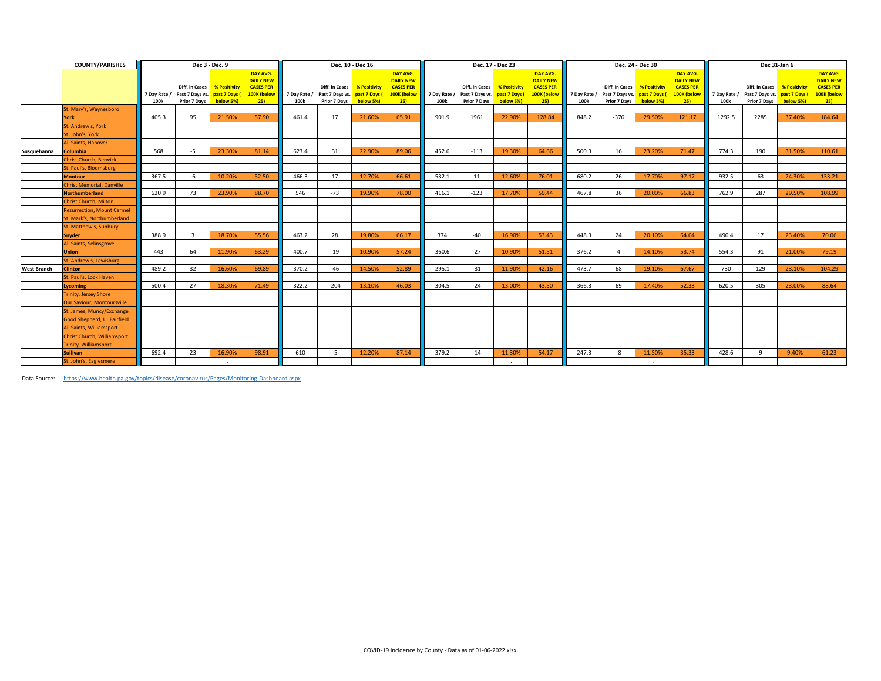| | COUNTY/PARISHES | Dec 3 - Dec. 9 | | | | Dec. 10 - Dec 16 | | | | Dec. 17 - Dec 23 | | | | Dec. 24 - Dec 30 | | | | Dec 31-Jan 6 | | | |
|---|---|---|---|---|---|---|---|---|---|---|---|---|---|---|---|---|---|---|---|---|---|
| | | 7 Day Rate / 100k | Diff. in Cases Past 7 Days vs. Prior 7 Days | % Positivity past 7 Days ( below 5%) | DAY AVG. DAILY NEW CASES PER 100K (below 25) | 7 Day Rate / 100k | Diff. in Cases Past 7 Days vs. Prior 7 Days | % Positivity past 7 Days ( below 5%) | DAY AVG. DAILY NEW CASES PER 100K (below 25) | 7 Day Rate / 100k | Diff. in Cases Past 7 Days vs. Prior 7 Days | % Positivity past 7 Days ( below 5%) | DAY AVG. DAILY NEW CASES PER 100K (below 25) | 7 Day Rate / 100k | Diff. in Cases Past 7 Days vs. Prior 7 Days | % Positivity past 7 Days ( below 5%) | DAY AVG. DAILY NEW CASES PER 100K (below 25) | 7 Day Rate / 100k | Diff. in Cases Past 7 Days vs. Prior 7 Days | % Positivity past 7 Days ( below 5%) | DAY AVG. DAILY NEW CASES PER 100K (below 25) |
| | St. Mary's, Waynesboro | | | | | | | | | | | | | | | | | | | | |
| | **York** | 405.3 | 95 | 21.50% | 57.90 | 461.4 | 17 | 21.60% | 65.91 | 901.9 | 1961 | 22.90% | 128.84 | 848.2 | -376 | 29.50% | 121.17 | 1292.5 | 2285 | 37.40% | 184.64 |
| | St. Andrew's, York | | | | | | | | | | | | | | | | | | | | |
| | St. John's, York | | | | | | | | | | | | | | | | | | | | |
| | All Saints, Hanover | | | | | | | | | | | | | | | | | | | | |
| **Susquehanna** | **Columbia** | 568 | -5 | 23.30% | 81.14 | 623.4 | 31 | 22.90% | 89.06 | 452.6 | -113 | 19.30% | 64.66 | 500.3 | 16 | 23.20% | 71.47 | 774.3 | 190 | 31.50% | 110.61 |
| | Christ Church, Berwick | | | | | | | | | | | | | | | | | | | | |
| | St. Paul's, Bloomsburg | | | | | | | | | | | | | | | | | | | | |
| | **Montour** | 367.5 | -6 | 10.20% | 52.50 | 466.3 | 17 | 12.70% | 66.61 | 532.1 | 11 | 12.60% | 76.01 | 680.2 | 26 | 17.70% | 97.17 | 932.5 | 63 | 24.30% | 133.21 |
| | Christ Memorial, Danville | | | | | | | | | | | | | | | | | | | | |
| | **Northumberland** | 620.9 | 73 | 23.90% | 88.70 | 546 | -73 | 19.90% | 78.00 | 416.1 | -123 | 17.70% | 59.44 | 467.8 | 36 | 20.00% | 66.83 | 762.9 | 287 | 29.50% | 108.99 |
| | Christ Church, Milton | | | | | | | | | | | | | | | | | | | | |
| | Resurrection, Mount Carmel | | | | | | | | | | | | | | | | | | | | |
| | St. Mark's, Northumberland | | | | | | | | | | | | | | | | | | | | |
| | St. Matthew's, Sunbury | | | | | | | | | | | | | | | | | | | | |
| | **Snyder** | 388.9 | 3 | 18.70% | 55.56 | 463.2 | 28 | 19.80% | 66.17 | 374 | -40 | 16.90% | 53.43 | 448.3 | 24 | 20.10% | 64.04 | 490.4 | 17 | 23.40% | 70.06 |
| | All Saints, Selinsgrove | | | | | | | | | | | | | | | | | | | | |
| | **Union** | 443 | 64 | 11.90% | 63.29 | 400.7 | -19 | 10.90% | 57.24 | 360.6 | -27 | 10.90% | 51.51 | 376.2 | 4 | 14.10% | 53.74 | 554.3 | 91 | 21.00% | 79.19 |
| | St. Andrew's, Lewisburg | | | | | | | | | | | | | | | | | | | | |
| **West Branch** | **Clinton** | 489.2 | 32 | 16.60% | 69.89 | 370.2 | -46 | 14.50% | 52.89 | 295.1 | -31 | 11.90% | 42.16 | 473.7 | 68 | 19.10% | 67.67 | 730 | 129 | 23.10% | 104.29 |
| | St. Paul's, Lock Haven | | | | | | | | | | | | | | | | | | | | |
| | **Lycoming** | 500.4 | 27 | 18.30% | 71.49 | 322.2 | -204 | 13.10% | 46.03 | 304.5 | -24 | 13.00% | 43.50 | 366.3 | 69 | 17.40% | 52.33 | 620.5 | 305 | 23.00% | 88.64 |
| | Trinity, Jersey Shore | | | | | | | | | | | | | | | | | | | | |
| | Our Saviour, Montoursville | | | | | | | | | | | | | | | | | | | | |
| | St. James, Muncy/Exchange | | | | | | | | | | | | | | | | | | | | |
| | Good Shepherd, U. Fairfield | | | | | | | | | | | | | | | | | | | | |
| | All Saints, Williamsport | | | | | | | | | | | | | | | | | | | | |
| | Christ Church, Williamsport | | | | | | | | | | | | | | | | | | | | |
| | Trinity, Williamsport | | | | | | | | | | | | | | | | | | | | |
| | **Sullivan** | 692.4 | 23 | 16.90% | 98.91 | 610 | -5 | 12.20% | 87.14 | 379.2 | -14 | 11.30% | 54.17 | 247.3 | -8 | 11.50% | 35.33 | 428.6 | 9 | 9.40% | 61.23 |
| | St. John's, Eaglesmere | | | . | | | | . | | | | . | | | | . | | | | . | |

Data Source: https://www.health.pa.gov/topics/disease/coronavirus/Pages/Monitoring-Dashboard.aspx

COVID-19 Incidence by County - Data as of 01-06-2022.xlsx